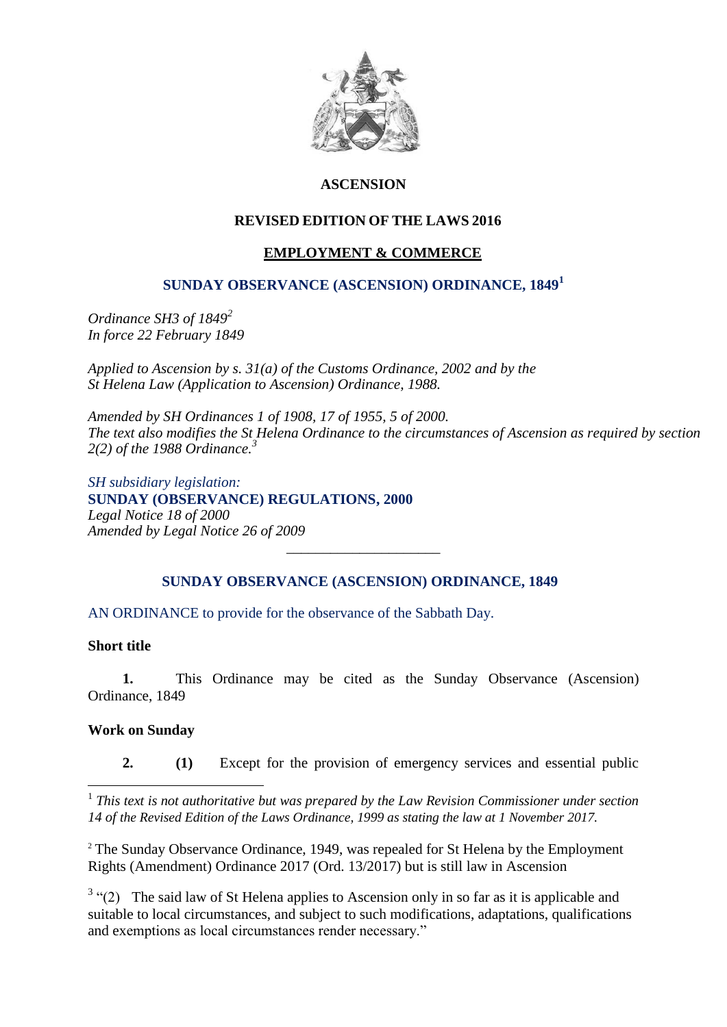# ASCENSION

## REVISED EDITION OF THE LAWS 2016

## EMPLOYMENT & COMMERCE

## SUNDAY OBSERVANCE (ASCENSION) ORDINANCE, 1849[1]

*Ordinance SH3 of 1849*[2]
*In force 22 February 1849*

*Applied to Ascension by s. 31(a) of the Customs Ordinance, 2002 and by the St Helena Law (Application to Ascension) Ordinance, 1988.*

*Amended by SH Ordinances 1 of 1908, 17 of 1955, 5 of 2000.*
*The text also modifies the St Helena Ordinance to the circumstances of Ascension as required by section 2(2) of the 1988 Ordinance.*[3]

*SH subsidiary legislation:*
**SUNDAY (OBSERVANCE) REGULATIONS, 2000**
*Legal Notice 18 of 2000*
*Amended by Legal Notice 26 of 2009*

---

## SUNDAY OBSERVANCE (ASCENSION) ORDINANCE, 1849

AN ORDINANCE to provide for the observance of the Sabbath Day.

### Short title

**1.** This Ordinance may be cited as the Sunday Observance (Ascension) Ordinance, 1849

### Work on Sunday

**2.** **(1)** Except for the provision of emergency services and essential public

---

[1] *This text is not authoritative but was prepared by the Law Revision Commissioner under section 14 of the Revised Edition of the Laws Ordinance, 1999 as stating the law at 1 November 2017.*

[2] The Sunday Observance Ordinance, 1949, was repealed for St Helena by the Employment Rights (Amendment) Ordinance 2017 (Ord. 13/2017) but is still law in Ascension

[3] "(2) The said law of St Helena applies to Ascension only in so far as it is applicable and suitable to local circumstances, and subject to such modifications, adaptations, qualifications and exemptions as local circumstances render necessary."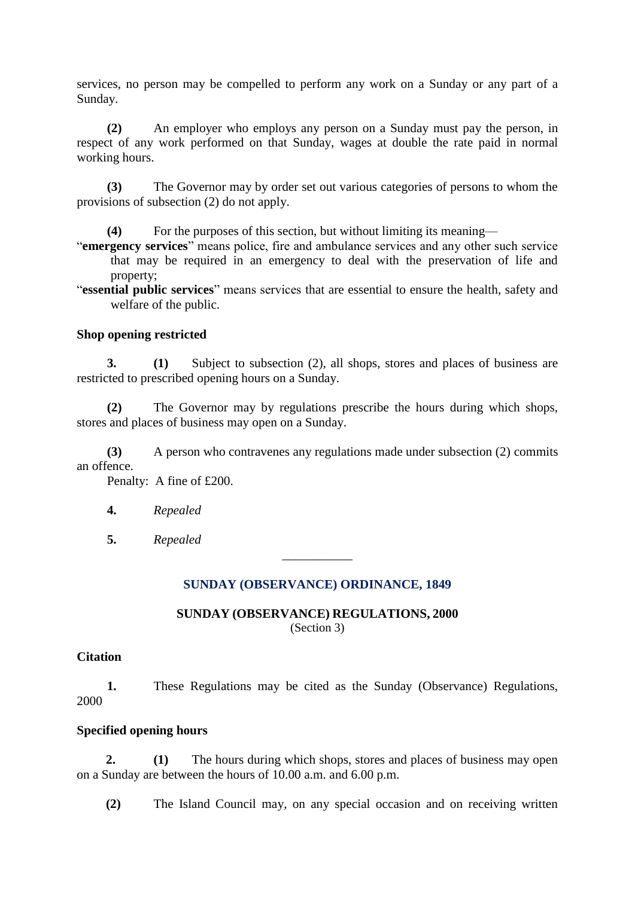services, no person may be compelled to perform any work on a Sunday or any part of a Sunday.

**(2)** An employer who employs any person on a Sunday must pay the person, in respect of any work performed on that Sunday, wages at double the rate paid in normal working hours.

**(3)** The Governor may by order set out various categories of persons to whom the provisions of subsection (2) do not apply.

**(4)** For the purposes of this section, but without limiting its meaning—

"**emergency services**" means police, fire and ambulance services and any other such service that may be required in an emergency to deal with the preservation of life and property;

"**essential public services**" means services that are essential to ensure the health, safety and welfare of the public.

**Shop opening restricted**

**3.** **(1)** Subject to subsection (2), all shops, stores and places of business are restricted to prescribed opening hours on a Sunday.

**(2)** The Governor may by regulations prescribe the hours during which shops, stores and places of business may open on a Sunday.

**(3)** A person who contravenes any regulations made under subsection (2) commits an offence.

Penalty: A fine of £200.

**4.** *Repealed*

**5.** *Repealed*

---

## SUNDAY (OBSERVANCE) ORDINANCE, 1849

## SUNDAY (OBSERVANCE) REGULATIONS, 2000

(Section 3)

**Citation**

**1.** These Regulations may be cited as the Sunday (Observance) Regulations, 2000

**Specified opening hours**

**2.** **(1)** The hours during which shops, stores and places of business may open on a Sunday are between the hours of 10.00 a.m. and 6.00 p.m.

**(2)** The Island Council may, on any special occasion and on receiving written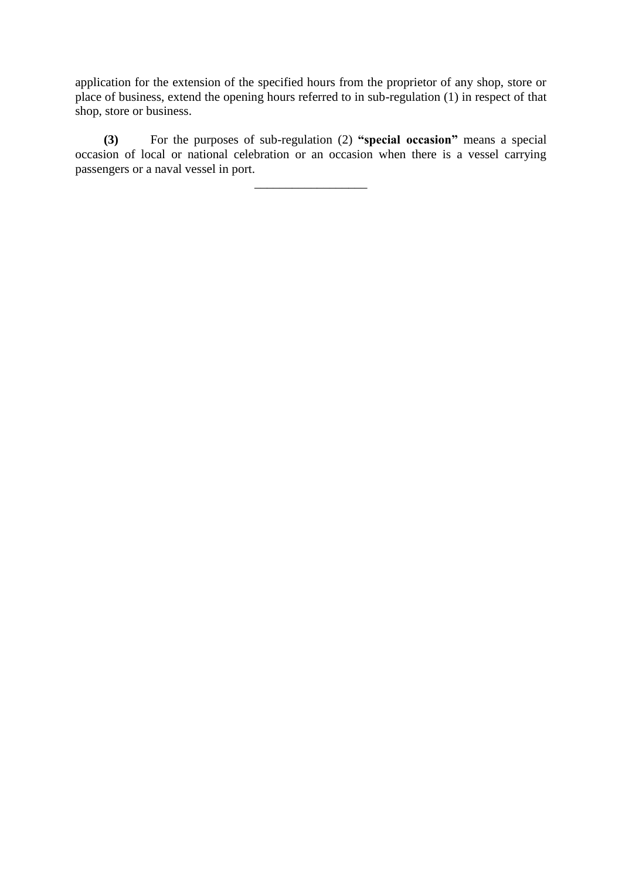application for the extension of the specified hours from the proprietor of any shop, store or place of business, extend the opening hours referred to in sub-regulation (1) in respect of that shop, store or business.

**(3)** For the purposes of sub-regulation (2) **"special occasion"** means a special occasion of local or national celebration or an occasion when there is a vessel carrying passengers or a naval vessel in port.

---